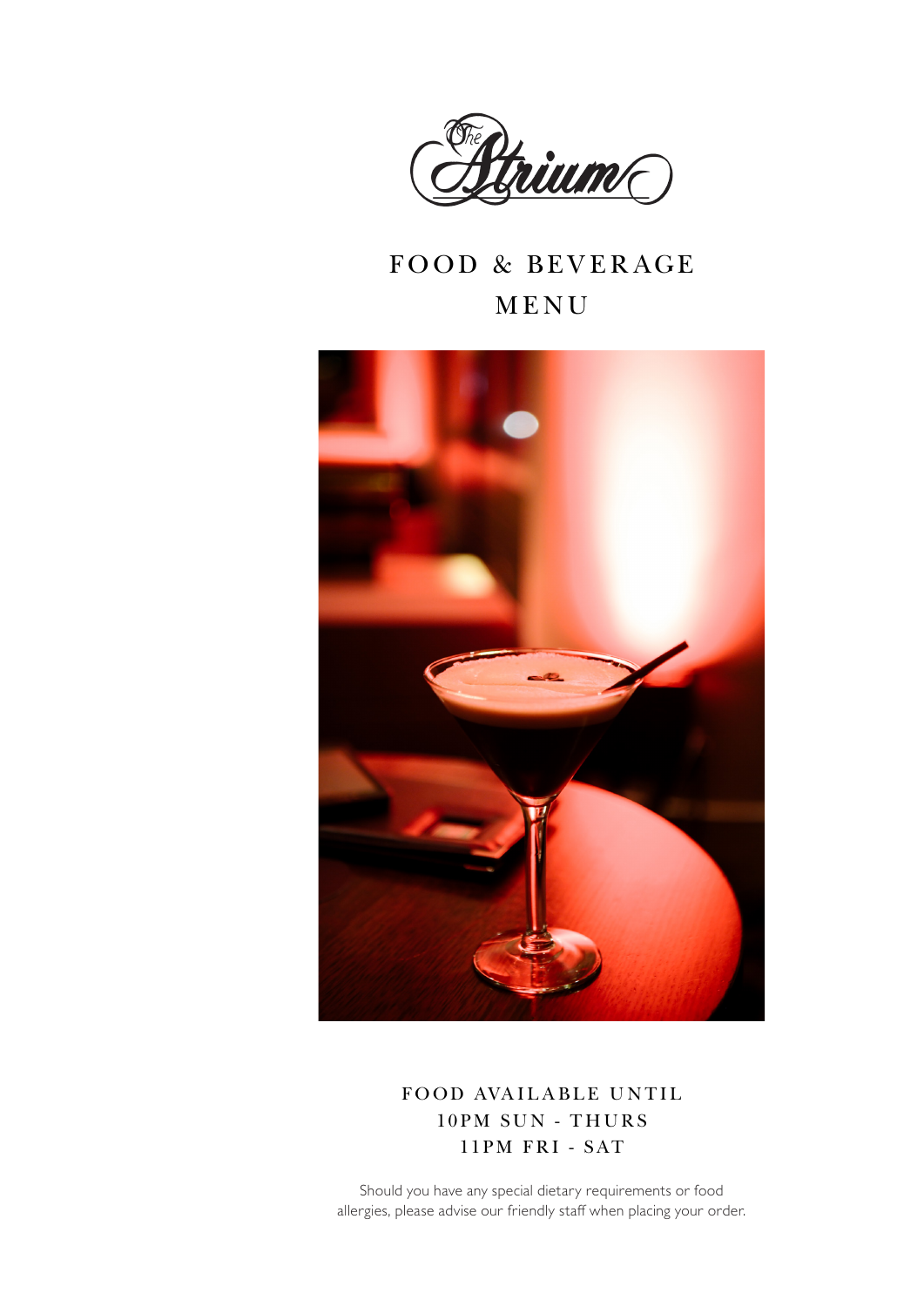The Atrium

# FOOD & BEVERAGE MENU

FOOD AVAILABLE UNTIL
10PM SUN - THURS
11PM FRI - SAT

Should you have any special dietary requirements or food allergies, please advise our friendly staff when placing your order.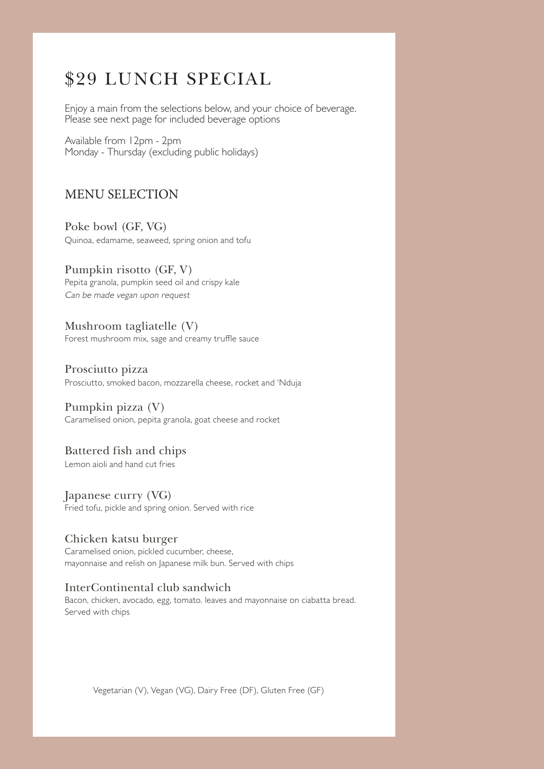# $29 LUNCH SPECIAL

Enjoy a main from the selections below, and your choice of beverage.
Please see next page for included beverage options

Available from 12pm - 2pm
Monday - Thursday (excluding public holidays)

## MENU SELECTION

### Poke bowl (GF, VG)
Quinoa, edamame, seaweed, spring onion and tofu

### Pumpkin risotto (GF, V)
Pepita granola, pumpkin seed oil and crispy kale
*Can be made vegan upon request*

### Mushroom tagliatelle (V)
Forest mushroom mix, sage and creamy truffle sauce

### Prosciutto pizza
Prosciutto, smoked bacon, mozzarella cheese, rocket and 'Nduja

### Pumpkin pizza (V)
Caramelised onion, pepita granola, goat cheese and rocket

### Battered fish and chips
Lemon aioli and hand cut fries

### Japanese curry (VG)
Fried tofu, pickle and spring onion. Served with rice

### Chicken katsu burger
Caramelised onion, pickled cucumber, cheese,
mayonnaise and relish on Japanese milk bun. Served with chips

### InterContinental club sandwich
Bacon, chicken, avocado, egg, tomato. leaves and mayonnaise on ciabatta bread.
Served with chips

Vegetarian (V), Vegan (VG), Dairy Free (DF), Gluten Free (GF)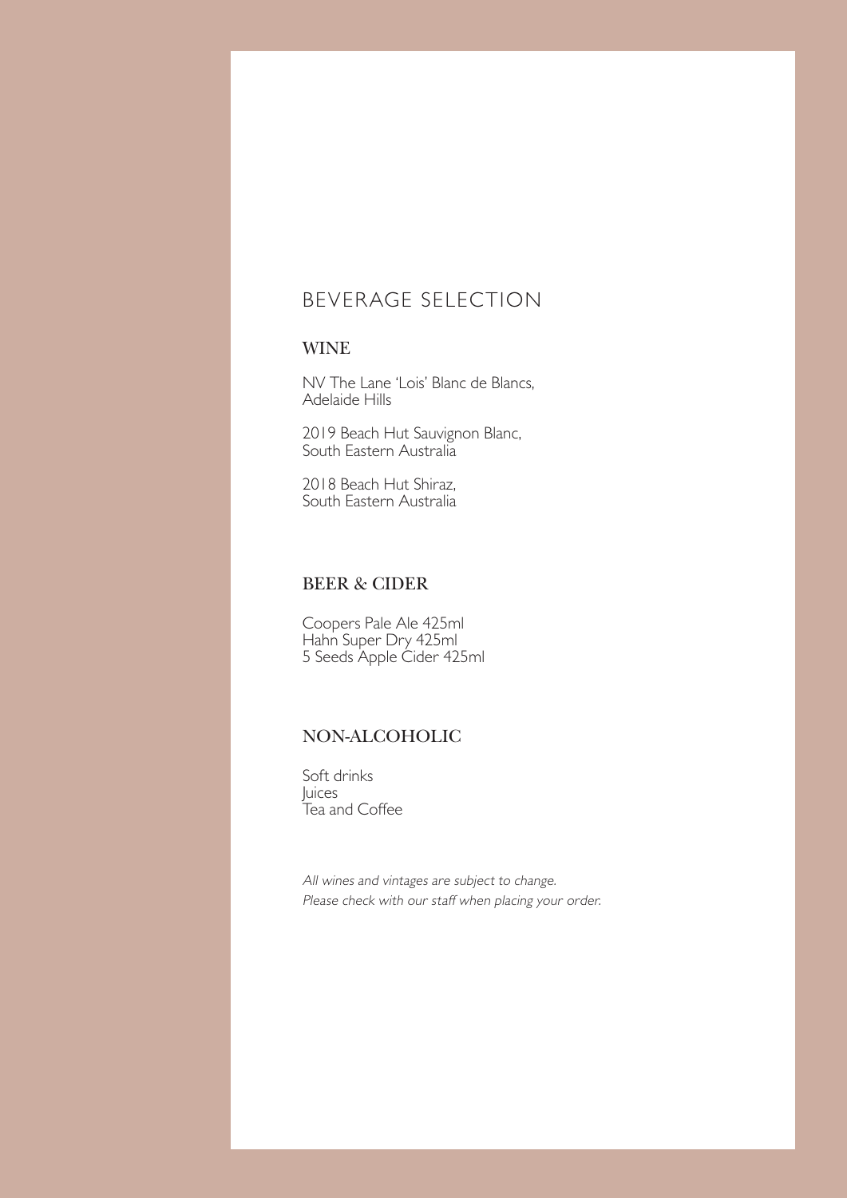# BEVERAGE SELECTION

## WINE

NV The Lane 'Lois' Blanc de Blancs,
Adelaide Hills

2019 Beach Hut Sauvignon Blanc,
South Eastern Australia

2018 Beach Hut Shiraz,
South Eastern Australia

## BEER & CIDER

Coopers Pale Ale 425ml
Hahn Super Dry 425ml
5 Seeds Apple Cider 425ml

## NON-ALCOHOLIC

Soft drinks
Juices
Tea and Coffee

*All wines and vintages are subject to change.*
*Please check with our staff when placing your order.*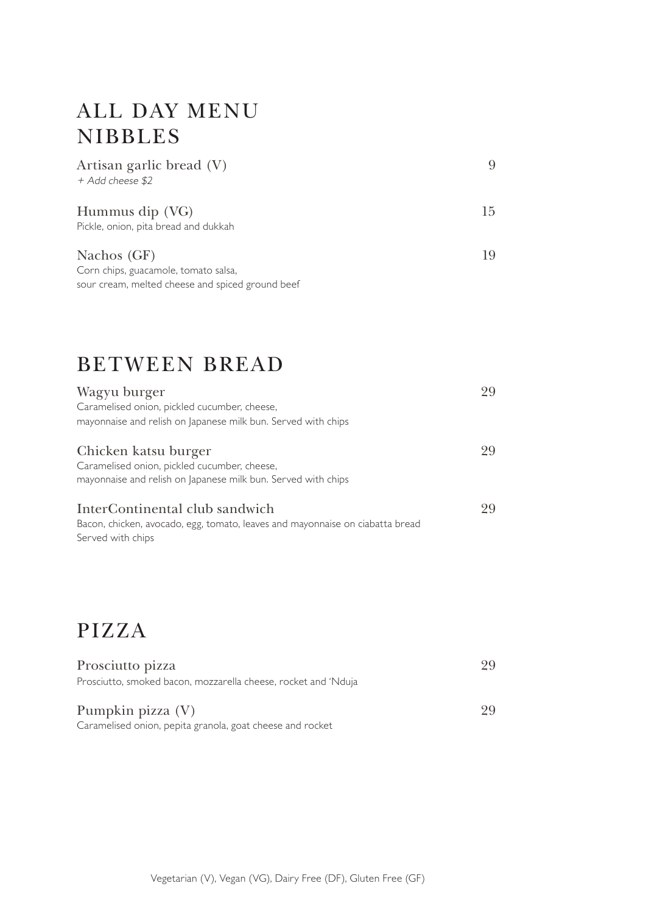# ALL DAY MENU

## NIBBLES

**Artisan garlic bread (V)** 9
*+ Add cheese $2*

**Hummus dip (VG)** 15
Pickle, onion, pita bread and dukkah

**Nachos (GF)** 19
Corn chips, guacamole, tomato salsa,
sour cream, melted cheese and spiced ground beef

## BETWEEN BREAD

**Wagyu burger** 29
Caramelised onion, pickled cucumber, cheese,
mayonnaise and relish on Japanese milk bun. Served with chips

**Chicken katsu burger** 29
Caramelised onion, pickled cucumber, cheese,
mayonnaise and relish on Japanese milk bun. Served with chips

**InterContinental club sandwich** 29
Bacon, chicken, avocado, egg, tomato, leaves and mayonnaise on ciabatta bread
Served with chips

## PIZZA

**Prosciutto pizza** 29
Prosciutto, smoked bacon, mozzarella cheese, rocket and 'Nduja

**Pumpkin pizza (V)** 29
Caramelised onion, pepita granola, goat cheese and rocket

Vegetarian (V), Vegan (VG), Dairy Free (DF), Gluten Free (GF)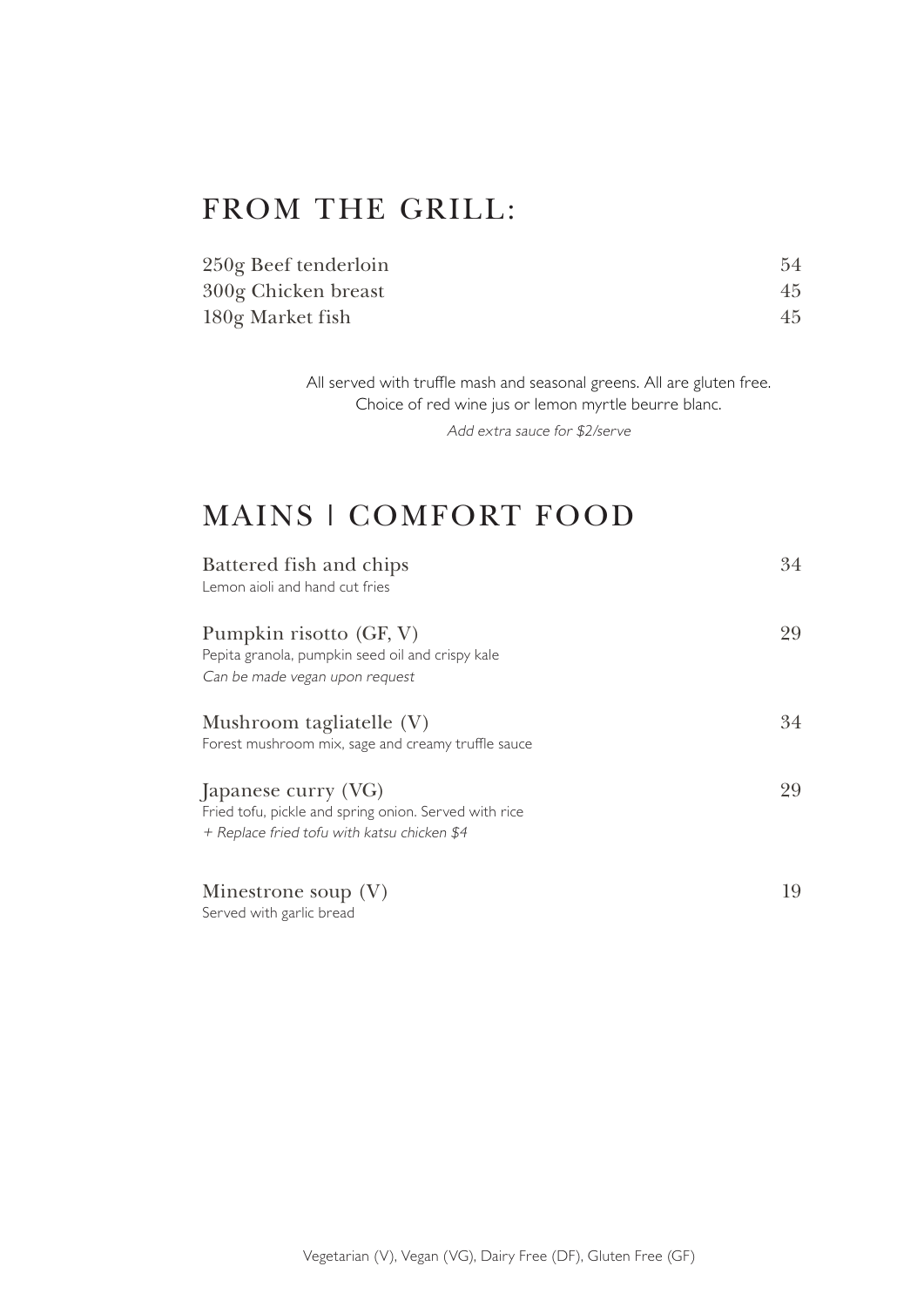## FROM THE GRILL:

| | |
|---|---|
| 250g Beef tenderloin | 54 |
| 300g Chicken breast | 45 |
| 180g Market fish | 45 |

All served with truffle mash and seasonal greens. All are gluten free.
Choice of red wine jus or lemon myrtle beurre blanc.

*Add extra sauce for $2/serve*

## MAINS | COMFORT FOOD

**Battered fish and chips** — 34
Lemon aioli and hand cut fries

**Pumpkin risotto (GF, V)** — 29
Pepita granola, pumpkin seed oil and crispy kale
*Can be made vegan upon request*

**Mushroom tagliatelle (V)** — 34
Forest mushroom mix, sage and creamy truffle sauce

**Japanese curry (VG)** — 29
Fried tofu, pickle and spring onion. Served with rice
*+ Replace fried tofu with katsu chicken $4*

**Minestrone soup (V)** — 19
Served with garlic bread

Vegetarian (V), Vegan (VG), Dairy Free (DF), Gluten Free (GF)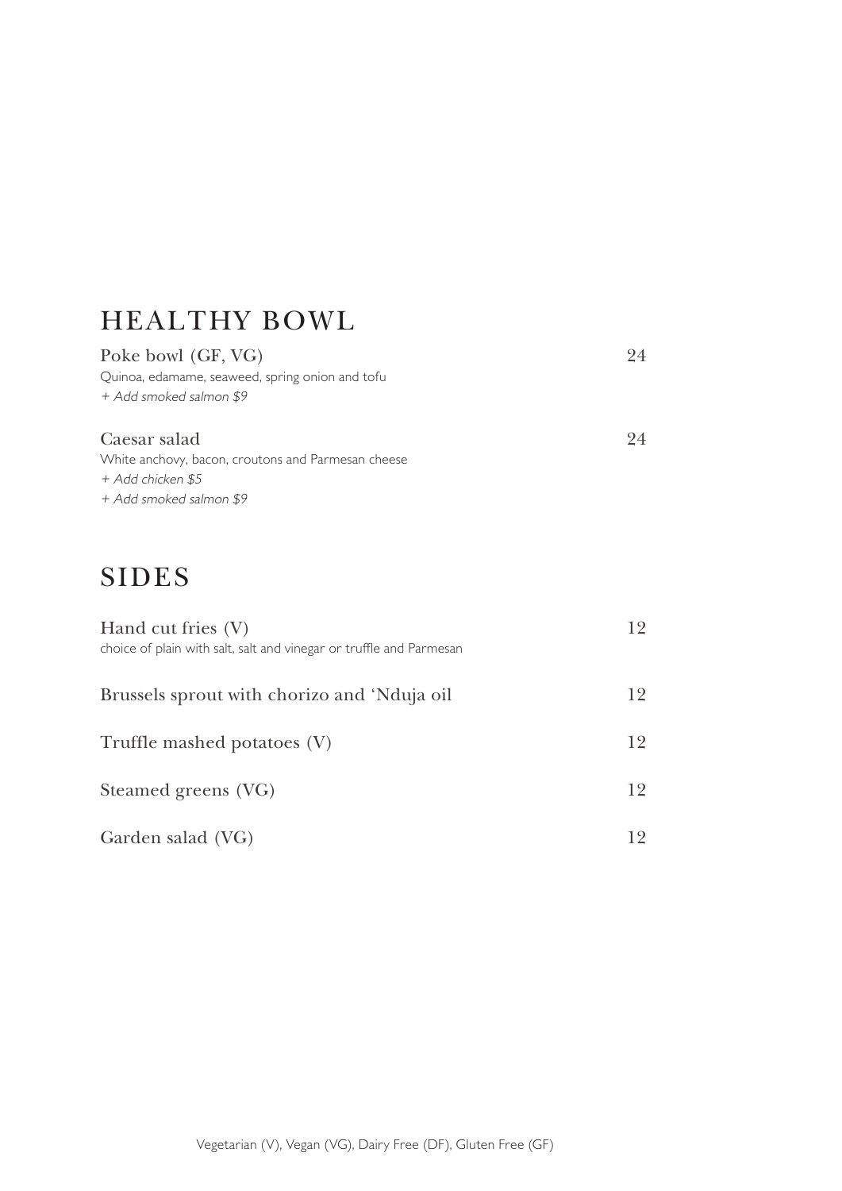# HEALTHY BOWL

**Poke bowl (GF, VG)** 24
Quinoa, edamame, seaweed, spring onion and tofu
*+ Add smoked salmon $9*

**Caesar salad** 24
White anchovy, bacon, croutons and Parmesan cheese
*+ Add chicken $5*
*+ Add smoked salmon $9*

# SIDES

**Hand cut fries (V)** 12
choice of plain with salt, salt and vinegar or truffle and Parmesan

**Brussels sprout with chorizo and 'Nduja oil** 12

**Truffle mashed potatoes (V)** 12

**Steamed greens (VG)** 12

**Garden salad (VG)** 12

Vegetarian (V), Vegan (VG), Dairy Free (DF), Gluten Free (GF)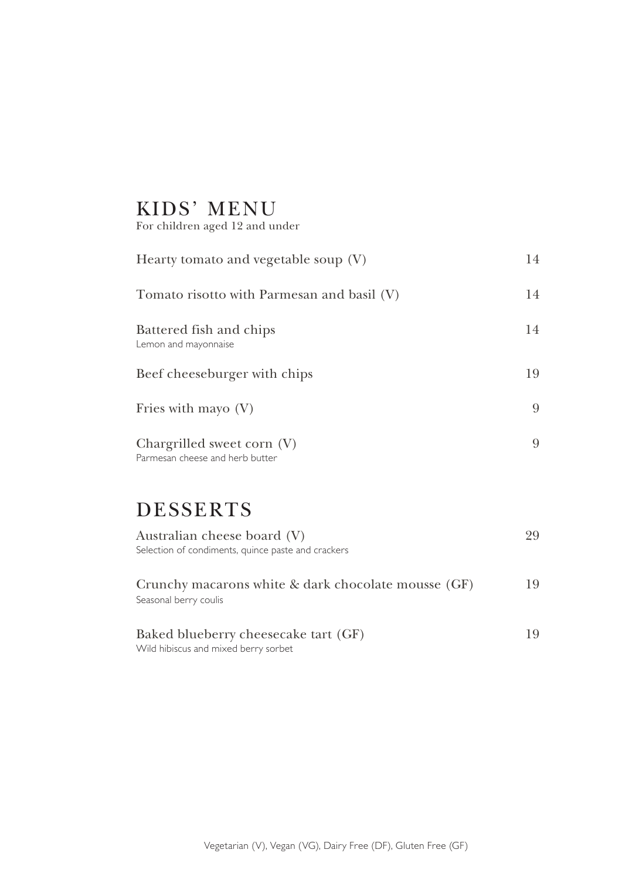# KIDS' MENU

For children aged 12 and under

Hearty tomato and vegetable soup (V) 14

Tomato risotto with Parmesan and basil (V) 14

Battered fish and chips 14
Lemon and mayonnaise

Beef cheeseburger with chips 19

Fries with mayo (V) 9

Chargrilled sweet corn (V) 9
Parmesan cheese and herb butter

# DESSERTS

Australian cheese board (V) 29
Selection of condiments, quince paste and crackers

Crunchy macarons white & dark chocolate mousse (GF) 19
Seasonal berry coulis

Baked blueberry cheesecake tart (GF) 19
Wild hibiscus and mixed berry sorbet

Vegetarian (V), Vegan (VG), Dairy Free (DF), Gluten Free (GF)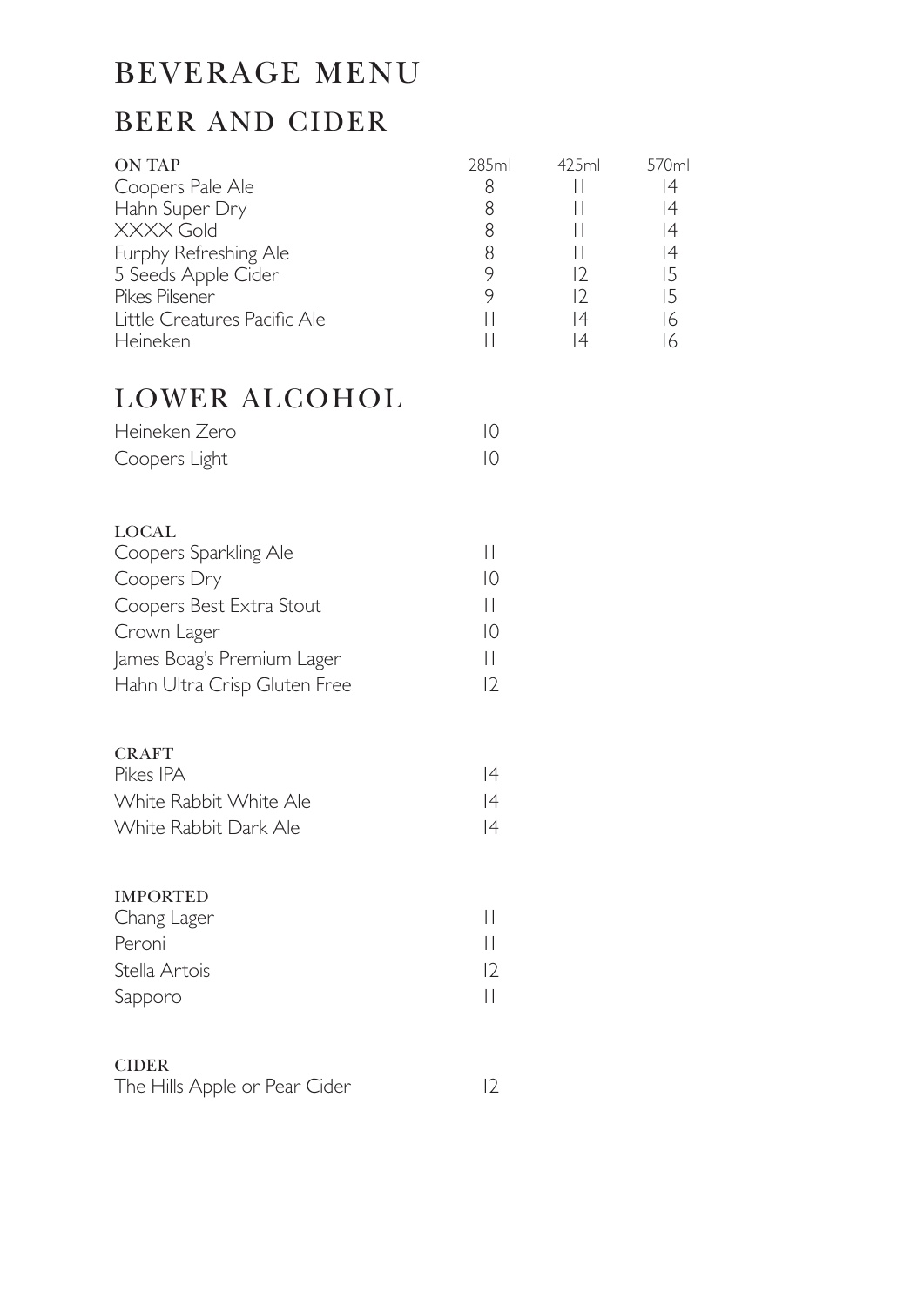# BEVERAGE MENU

## BEER AND CIDER

| ON TAP | 285ml | 425ml | 570ml |
|---|---|---|---|
| Coopers Pale Ale | 8 | 11 | 14 |
| Hahn Super Dry | 8 | 11 | 14 |
| XXXX Gold | 8 | 11 | 14 |
| Furphy Refreshing Ale | 8 | 11 | 14 |
| 5 Seeds Apple Cider | 9 | 12 | 15 |
| Pikes Pilsener | 9 | 12 | 15 |
| Little Creatures Pacific Ale | 11 | 14 | 16 |
| Heineken | 11 | 14 | 16 |

## LOWER ALCOHOL

| | |
|---|---|
| Heineken Zero | 10 |
| Coopers Light | 10 |

### LOCAL

| | |
|---|---|
| Coopers Sparkling Ale | 11 |
| Coopers Dry | 10 |
| Coopers Best Extra Stout | 11 |
| Crown Lager | 10 |
| James Boag's Premium Lager | 11 |
| Hahn Ultra Crisp Gluten Free | 12 |

### CRAFT

| | |
|---|---|
| Pikes IPA | 14 |
| White Rabbit White Ale | 14 |
| White Rabbit Dark Ale | 14 |

### IMPORTED

| | |
|---|---|
| Chang Lager | 11 |
| Peroni | 11 |
| Stella Artois | 12 |
| Sapporo | 11 |

### CIDER

| | |
|---|---|
| The Hills Apple or Pear Cider | 12 |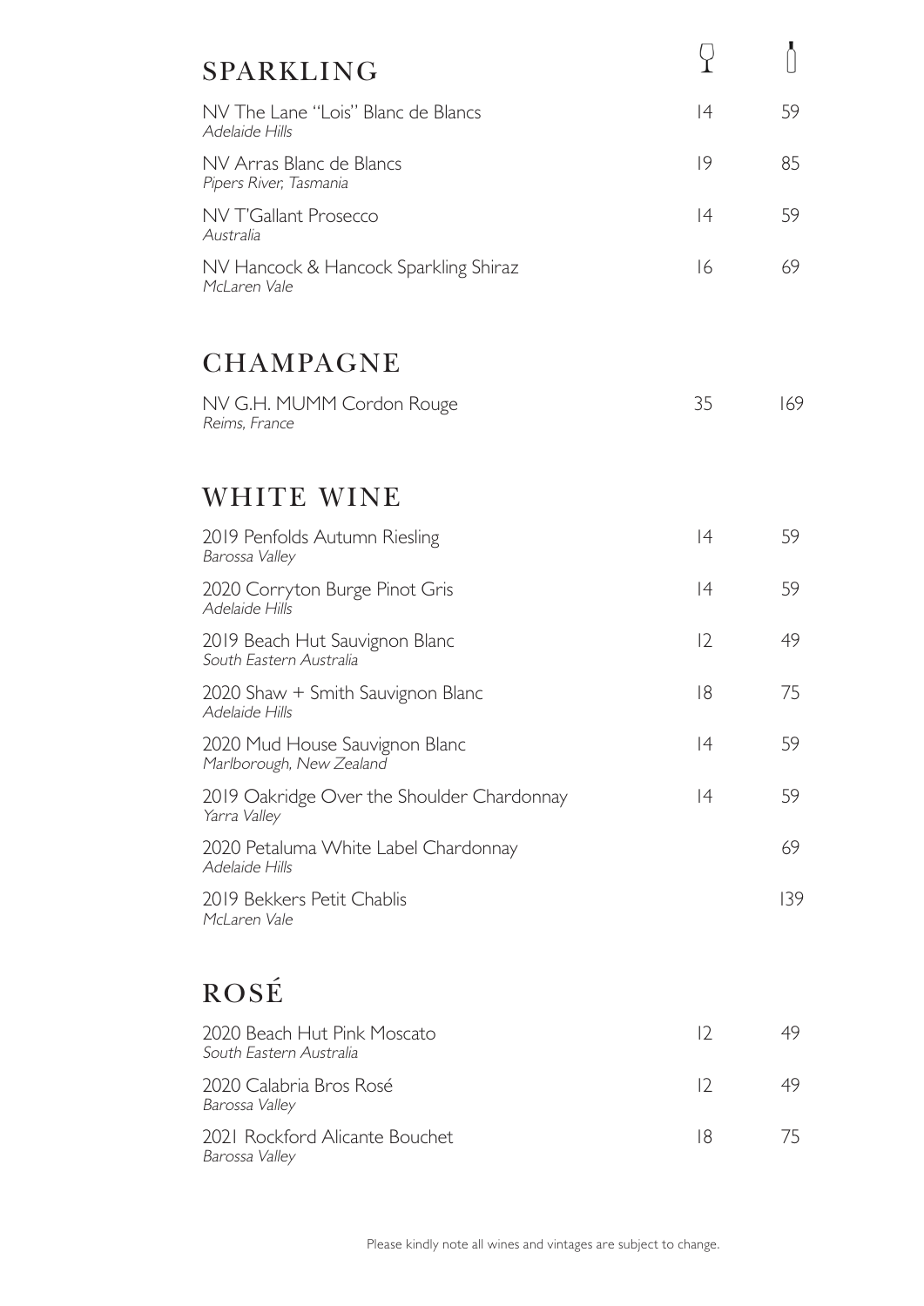## SPARKLING

| Wine | Glass | Bottle |
|---|---|---|
| NV The Lane "Lois" Blanc de Blancs<br>*Adelaide Hills* | 14 | 59 |
| NV Arras Blanc de Blancs<br>*Pipers River, Tasmania* | 19 | 85 |
| NV T'Gallant Prosecco<br>*Australia* | 14 | 59 |
| NV Hancock & Hancock Sparkling Shiraz<br>*McLaren Vale* | 16 | 69 |

## CHAMPAGNE

| Wine | Glass | Bottle |
|---|---|---|
| NV G.H. MUMM Cordon Rouge<br>*Reims, France* | 35 | 169 |

## WHITE WINE

| Wine | Glass | Bottle |
|---|---|---|
| 2019 Penfolds Autumn Riesling<br>*Barossa Valley* | 14 | 59 |
| 2020 Corryton Burge Pinot Gris<br>*Adelaide Hills* | 14 | 59 |
| 2019 Beach Hut Sauvignon Blanc<br>*South Eastern Australia* | 12 | 49 |
| 2020 Shaw + Smith Sauvignon Blanc<br>*Adelaide Hills* | 18 | 75 |
| 2020 Mud House Sauvignon Blanc<br>*Marlborough, New Zealand* | 14 | 59 |
| 2019 Oakridge Over the Shoulder Chardonnay<br>*Yarra Valley* | 14 | 59 |
| 2020 Petaluma White Label Chardonnay<br>*Adelaide Hills* | | 69 |
| 2019 Bekkers Petit Chablis<br>*McLaren Vale* | | 139 |

## ROSÉ

| Wine | Glass | Bottle |
|---|---|---|
| 2020 Beach Hut Pink Moscato<br>*South Eastern Australia* | 12 | 49 |
| 2020 Calabria Bros Rosé<br>*Barossa Valley* | 12 | 49 |
| 2021 Rockford Alicante Bouchet<br>*Barossa Valley* | 18 | 75 |

Please kindly note all wines and vintages are subject to change.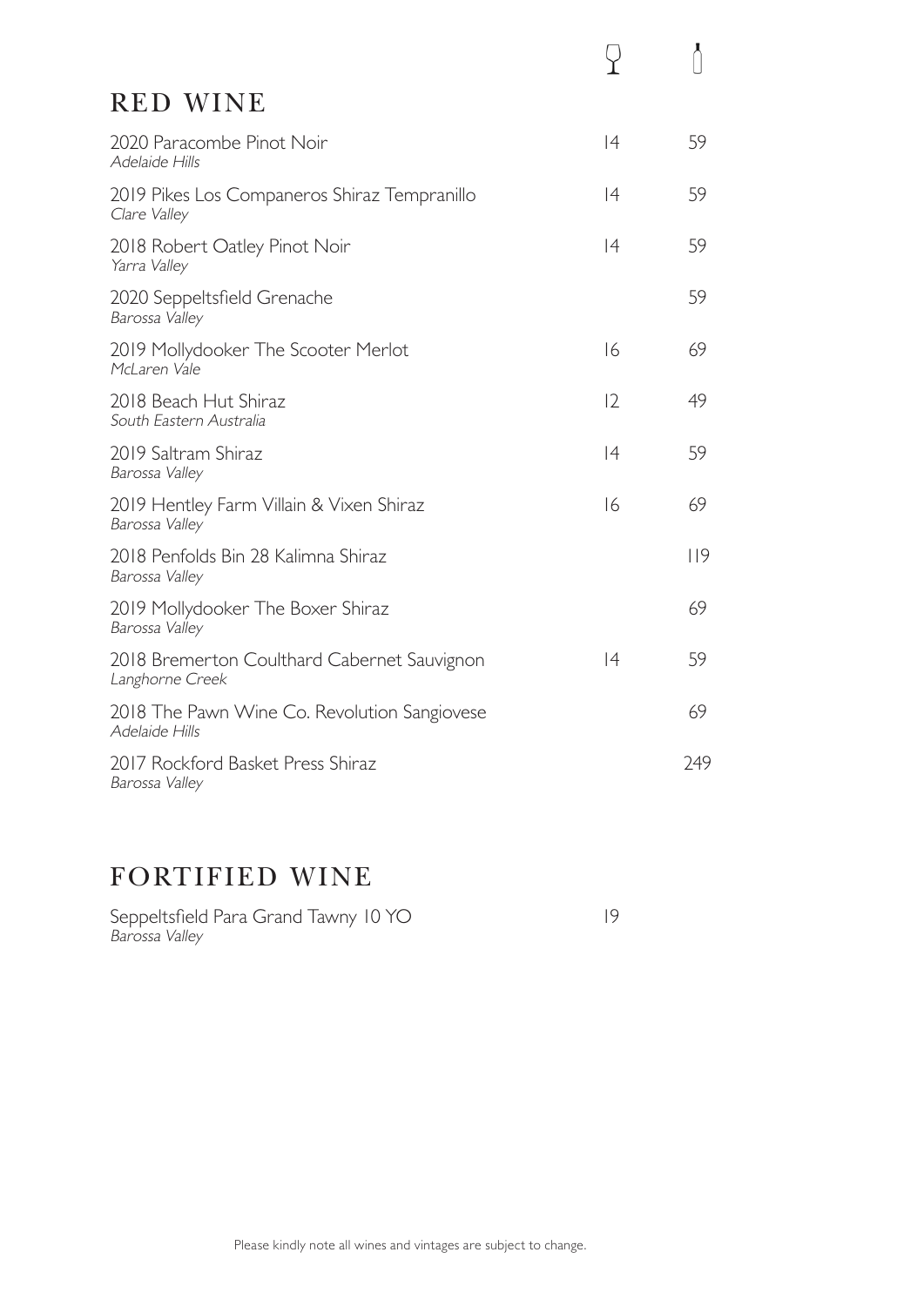## RED WINE

| Wine | Glass | Bottle |
| --- | --- | --- |
| 2020 Paracombe Pinot Noir<br>*Adelaide Hills* | 14 | 59 |
| 2019 Pikes Los Companeros Shiraz Tempranillo<br>*Clare Valley* | 14 | 59 |
| 2018 Robert Oatley Pinot Noir<br>*Yarra Valley* | 14 | 59 |
| 2020 Seppeltsfield Grenache<br>*Barossa Valley* | | 59 |
| 2019 Mollydooker The Scooter Merlot<br>*McLaren Vale* | 16 | 69 |
| 2018 Beach Hut Shiraz<br>*South Eastern Australia* | 12 | 49 |
| 2019 Saltram Shiraz<br>*Barossa Valley* | 14 | 59 |
| 2019 Hentley Farm Villain & Vixen Shiraz<br>*Barossa Valley* | 16 | 69 |
| 2018 Penfolds Bin 28 Kalimna Shiraz<br>*Barossa Valley* | | 119 |
| 2019 Mollydooker The Boxer Shiraz<br>*Barossa Valley* | | 69 |
| 2018 Bremerton Coulthard Cabernet Sauvignon<br>*Langhorne Creek* | 14 | 59 |
| 2018 The Pawn Wine Co. Revolution Sangiovese<br>*Adelaide Hills* | | 69 |
| 2017 Rockford Basket Press Shiraz<br>*Barossa Valley* | | 249 |

## FORTIFIED WINE

| Wine | Glass | Bottle |
| --- | --- | --- |
| Seppeltsfield Para Grand Tawny 10 YO<br>*Barossa Valley* | 19 | |

Please kindly note all wines and vintages are subject to change.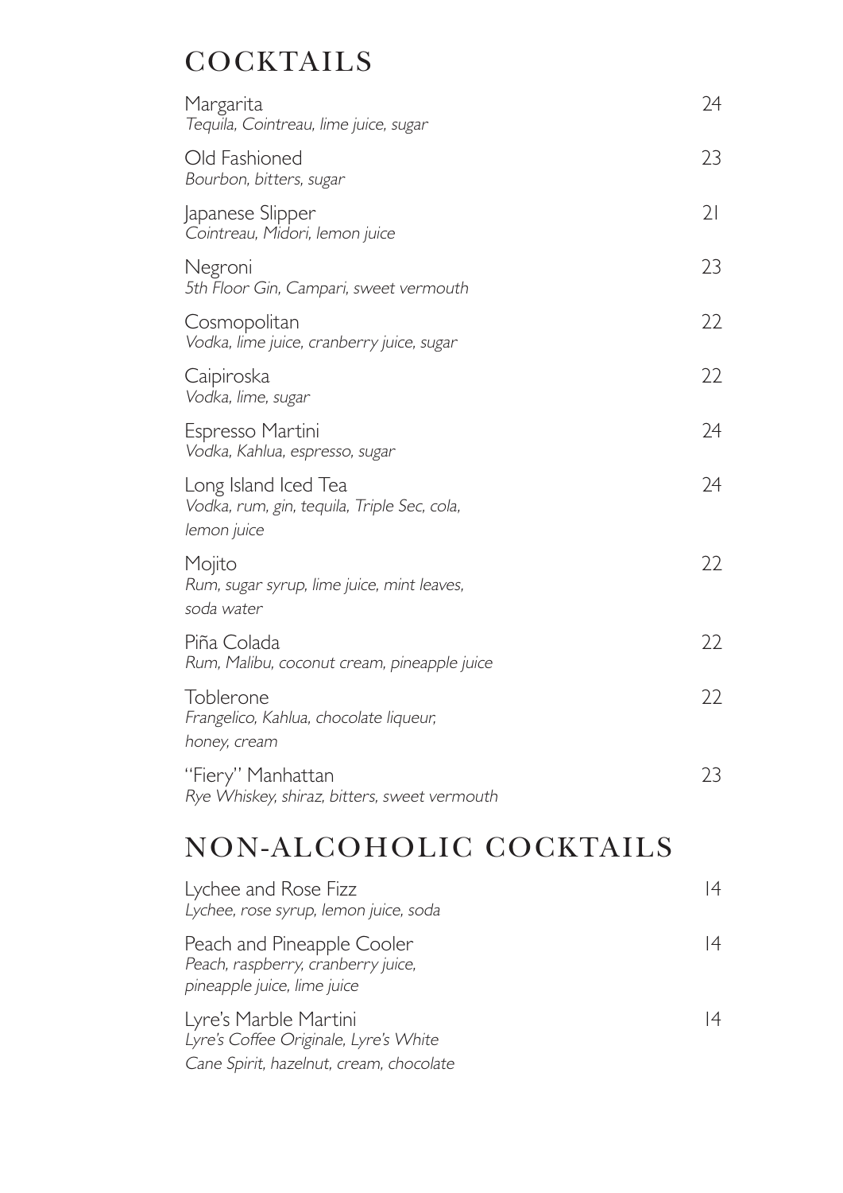# COCKTAILS

Margarita 24
*Tequila, Cointreau, lime juice, sugar*

Old Fashioned 23
*Bourbon, bitters, sugar*

Japanese Slipper 21
*Cointreau, Midori, lemon juice*

Negroni 23
*5th Floor Gin, Campari, sweet vermouth*

Cosmopolitan 22
*Vodka, lime juice, cranberry juice, sugar*

Caipiroska 22
*Vodka, lime, sugar*

Espresso Martini 24
*Vodka, Kahlua, espresso, sugar*

Long Island Iced Tea 24
*Vodka, rum, gin, tequila, Triple Sec, cola, lemon juice*

Mojito 22
*Rum, sugar syrup, lime juice, mint leaves, soda water*

Piña Colada 22
*Rum, Malibu, coconut cream, pineapple juice*

Toblerone 22
*Frangelico, Kahlua, chocolate liqueur, honey, cream*

"Fiery" Manhattan 23
*Rye Whiskey, shiraz, bitters, sweet vermouth*

# NON-ALCOHOLIC COCKTAILS

Lychee and Rose Fizz 14
*Lychee, rose syrup, lemon juice, soda*

Peach and Pineapple Cooler 14
*Peach, raspberry, cranberry juice, pineapple juice, lime juice*

Lyre's Marble Martini 14
*Lyre's Coffee Originale, Lyre's White Cane Spirit, hazelnut, cream, chocolate*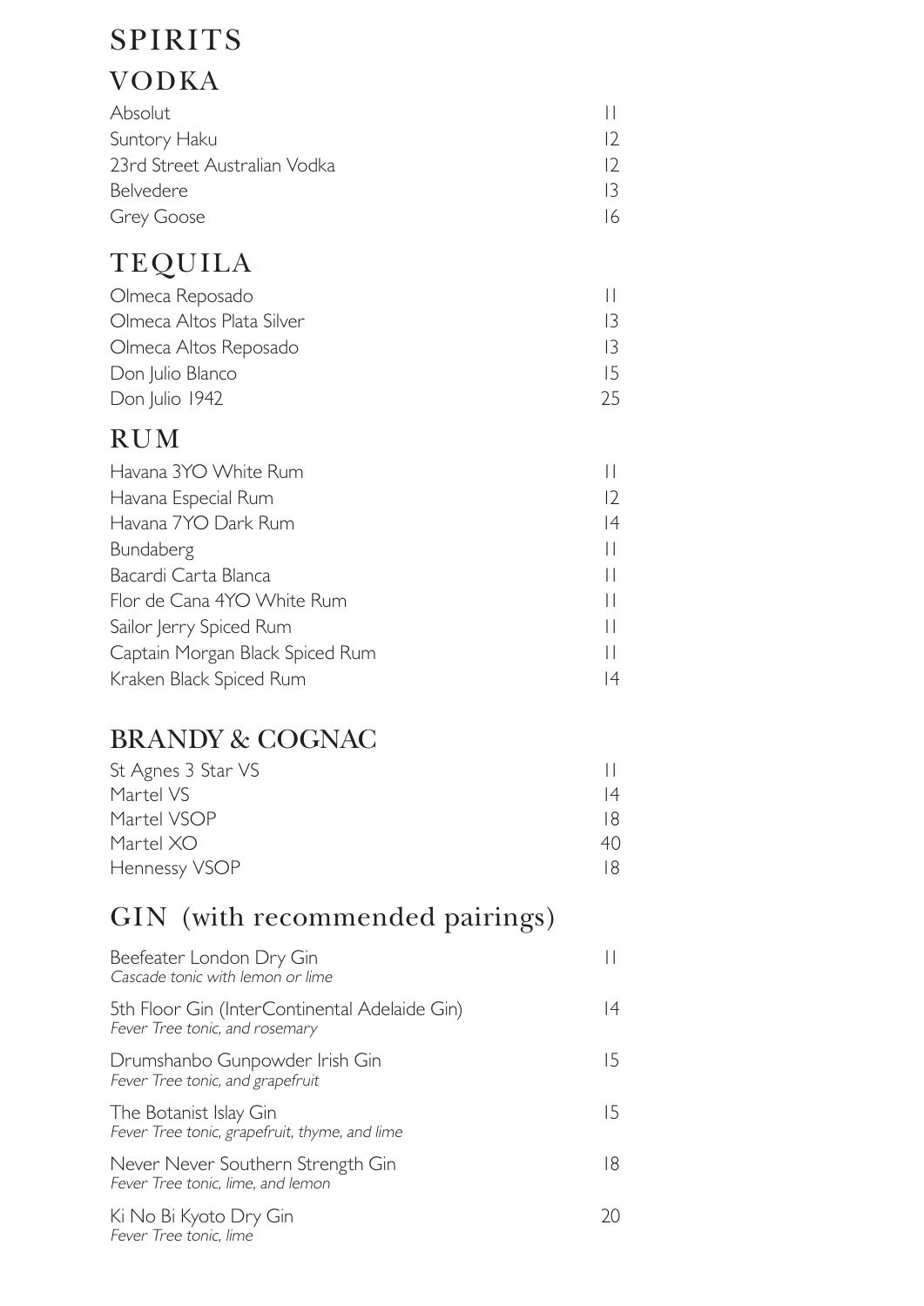# SPIRITS

## VODKA

| | |
|---|---|
| Absolut | 11 |
| Suntory Haku | 12 |
| 23rd Street Australian Vodka | 12 |
| Belvedere | 13 |
| Grey Goose | 16 |

## TEQUILA

| | |
|---|---|
| Olmeca Reposado | 11 |
| Olmeca Altos Plata Silver | 13 |
| Olmeca Altos Reposado | 13 |
| Don Julio Blanco | 15 |
| Don Julio 1942 | 25 |

## RUM

| | |
|---|---|
| Havana 3YO White Rum | 11 |
| Havana Especial Rum | 12 |
| Havana 7YO Dark Rum | 14 |
| Bundaberg | 11 |
| Bacardi Carta Blanca | 11 |
| Flor de Cana 4YO White Rum | 11 |
| Sailor Jerry Spiced Rum | 11 |
| Captain Morgan Black Spiced Rum | 11 |
| Kraken Black Spiced Rum | 14 |

## BRANDY & COGNAC

| | |
|---|---|
| St Agnes 3 Star VS | 11 |
| Martel VS | 14 |
| Martel VSOP | 18 |
| Martel XO | 40 |
| Hennessy VSOP | 18 |

## GIN (with recommended pairings)

| | |
|---|---|
| Beefeater London Dry Gin<br>*Cascade tonic with lemon or lime* | 11 |
| 5th Floor Gin (InterContinental Adelaide Gin)<br>*Fever Tree tonic, and rosemary* | 14 |
| Drumshanbo Gunpowder Irish Gin<br>*Fever Tree tonic, and grapefruit* | 15 |
| The Botanist Islay Gin<br>*Fever Tree tonic, grapefruit, thyme, and lime* | 15 |
| Never Never Southern Strength Gin<br>*Fever Tree tonic, lime, and lemon* | 18 |
| Ki No Bi Kyoto Dry Gin<br>*Fever Tree tonic, lime* | 20 |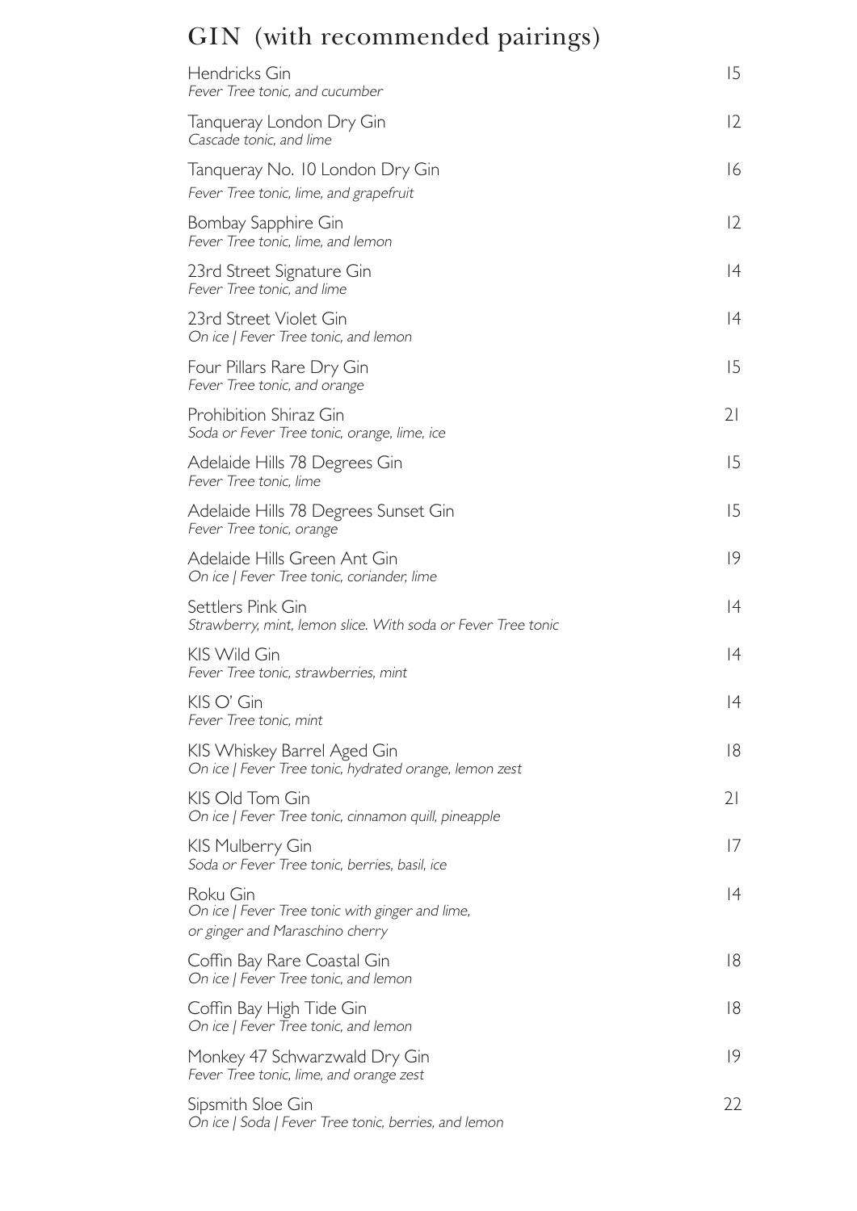# GIN (with recommended pairings)

Hendricks Gin — 15
*Fever Tree tonic, and cucumber*

Tanqueray London Dry Gin — 12
*Cascade tonic, and lime*

Tanqueray No. 10 London Dry Gin — 16
*Fever Tree tonic, lime, and grapefruit*

Bombay Sapphire Gin — 12
*Fever Tree tonic, lime, and lemon*

23rd Street Signature Gin — 14
*Fever Tree tonic, and lime*

23rd Street Violet Gin — 14
*On ice | Fever Tree tonic, and lemon*

Four Pillars Rare Dry Gin — 15
*Fever Tree tonic, and orange*

Prohibition Shiraz Gin — 21
*Soda or Fever Tree tonic, orange, lime, ice*

Adelaide Hills 78 Degrees Gin — 15
*Fever Tree tonic, lime*

Adelaide Hills 78 Degrees Sunset Gin — 15
*Fever Tree tonic, orange*

Adelaide Hills Green Ant Gin — 19
*On ice | Fever Tree tonic, coriander, lime*

Settlers Pink Gin — 14
*Strawberry, mint, lemon slice. With soda or Fever Tree tonic*

KIS Wild Gin — 14
*Fever Tree tonic, strawberries, mint*

KIS O' Gin — 14
*Fever Tree tonic, mint*

KIS Whiskey Barrel Aged Gin — 18
*On ice | Fever Tree tonic, hydrated orange, lemon zest*

KIS Old Tom Gin — 21
*On ice | Fever Tree tonic, cinnamon quill, pineapple*

KIS Mulberry Gin — 17
*Soda or Fever Tree tonic, berries, basil, ice*

Roku Gin — 14
*On ice | Fever Tree tonic with ginger and lime, or ginger and Maraschino cherry*

Coffin Bay Rare Coastal Gin — 18
*On ice | Fever Tree tonic, and lemon*

Coffin Bay High Tide Gin — 18
*On ice | Fever Tree tonic, and lemon*

Monkey 47 Schwarzwald Dry Gin — 19
*Fever Tree tonic, lime, and orange zest*

Sipsmith Sloe Gin — 22
*On ice | Soda | Fever Tree tonic, berries, and lemon*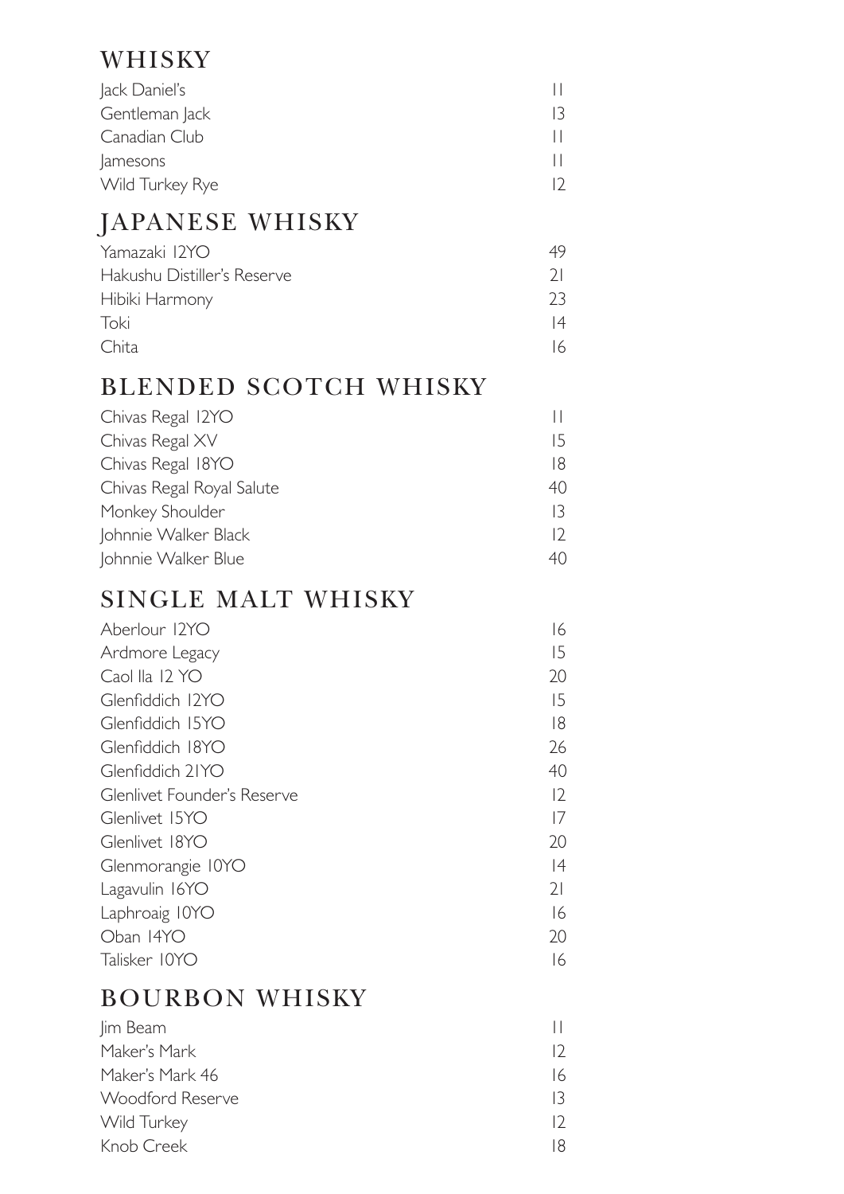## WHISKY

| | |
|---|---|
| Jack Daniel's | 11 |
| Gentleman Jack | 13 |
| Canadian Club | 11 |
| Jamesons | 11 |
| Wild Turkey Rye | 12 |

## JAPANESE WHISKY

| | |
|---|---|
| Yamazaki 12YO | 49 |
| Hakushu Distiller's Reserve | 21 |
| Hibiki Harmony | 23 |
| Toki | 14 |
| Chita | 16 |

## BLENDED SCOTCH WHISKY

| | |
|---|---|
| Chivas Regal 12YO | 11 |
| Chivas Regal XV | 15 |
| Chivas Regal 18YO | 18 |
| Chivas Regal Royal Salute | 40 |
| Monkey Shoulder | 13 |
| Johnnie Walker Black | 12 |
| Johnnie Walker Blue | 40 |

## SINGLE MALT WHISKY

| | |
|---|---|
| Aberlour 12YO | 16 |
| Ardmore Legacy | 15 |
| Caol Ila 12 YO | 20 |
| Glenfiddich 12YO | 15 |
| Glenfiddich 15YO | 18 |
| Glenfiddich 18YO | 26 |
| Glenfiddich 21YO | 40 |
| Glenlivet Founder's Reserve | 12 |
| Glenlivet 15YO | 17 |
| Glenlivet 18YO | 20 |
| Glenmorangie 10YO | 14 |
| Lagavulin 16YO | 21 |
| Laphroaig 10YO | 16 |
| Oban 14YO | 20 |
| Talisker 10YO | 16 |

## BOURBON WHISKY

| | |
|---|---|
| Jim Beam | 11 |
| Maker's Mark | 12 |
| Maker's Mark 46 | 16 |
| Woodford Reserve | 13 |
| Wild Turkey | 12 |
| Knob Creek | 18 |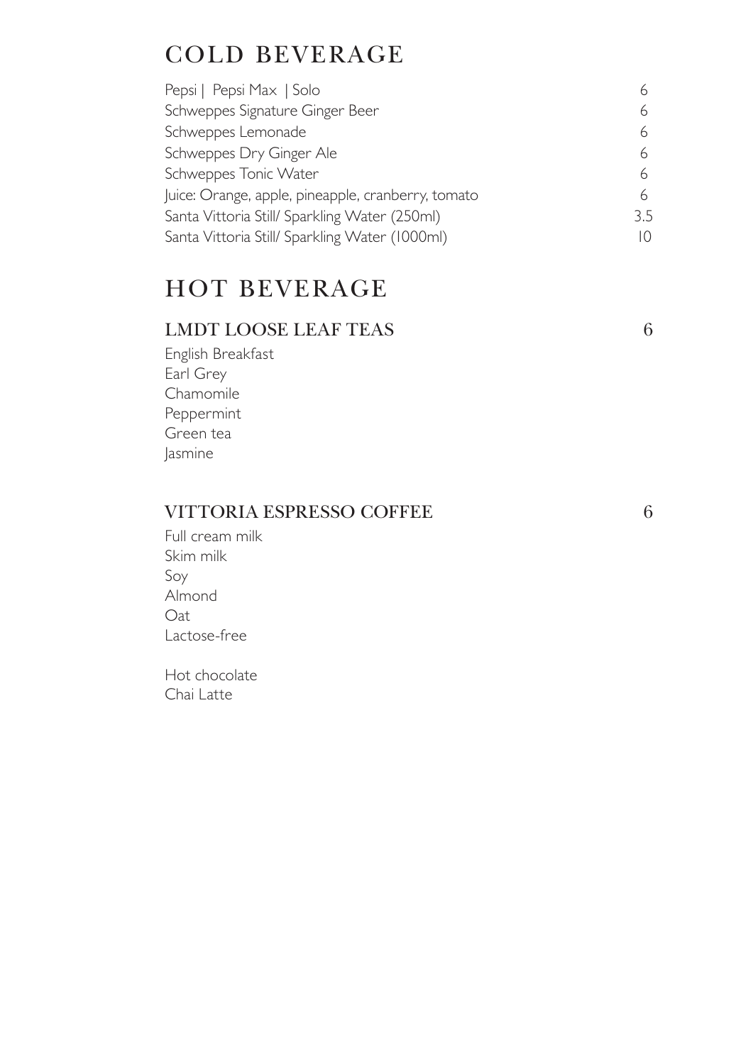# COLD BEVERAGE

| | |
|---|---|
| Pepsi \| Pepsi Max \| Solo | 6 |
| Schweppes Signature Ginger Beer | 6 |
| Schweppes Lemonade | 6 |
| Schweppes Dry Ginger Ale | 6 |
| Schweppes Tonic Water | 6 |
| Juice: Orange, apple, pineapple, cranberry, tomato | 6 |
| Santa Vittoria Still/ Sparkling Water (250ml) | 3.5 |
| Santa Vittoria Still/ Sparkling Water (1000ml) | 10 |

# HOT BEVERAGE

## LMDT LOOSE LEAF TEAS 6

English Breakfast
Earl Grey
Chamomile
Peppermint
Green tea
Jasmine

## VITTORIA ESPRESSO COFFEE 6

Full cream milk
Skim milk
Soy
Almond
Oat
Lactose-free

Hot chocolate
Chai Latte